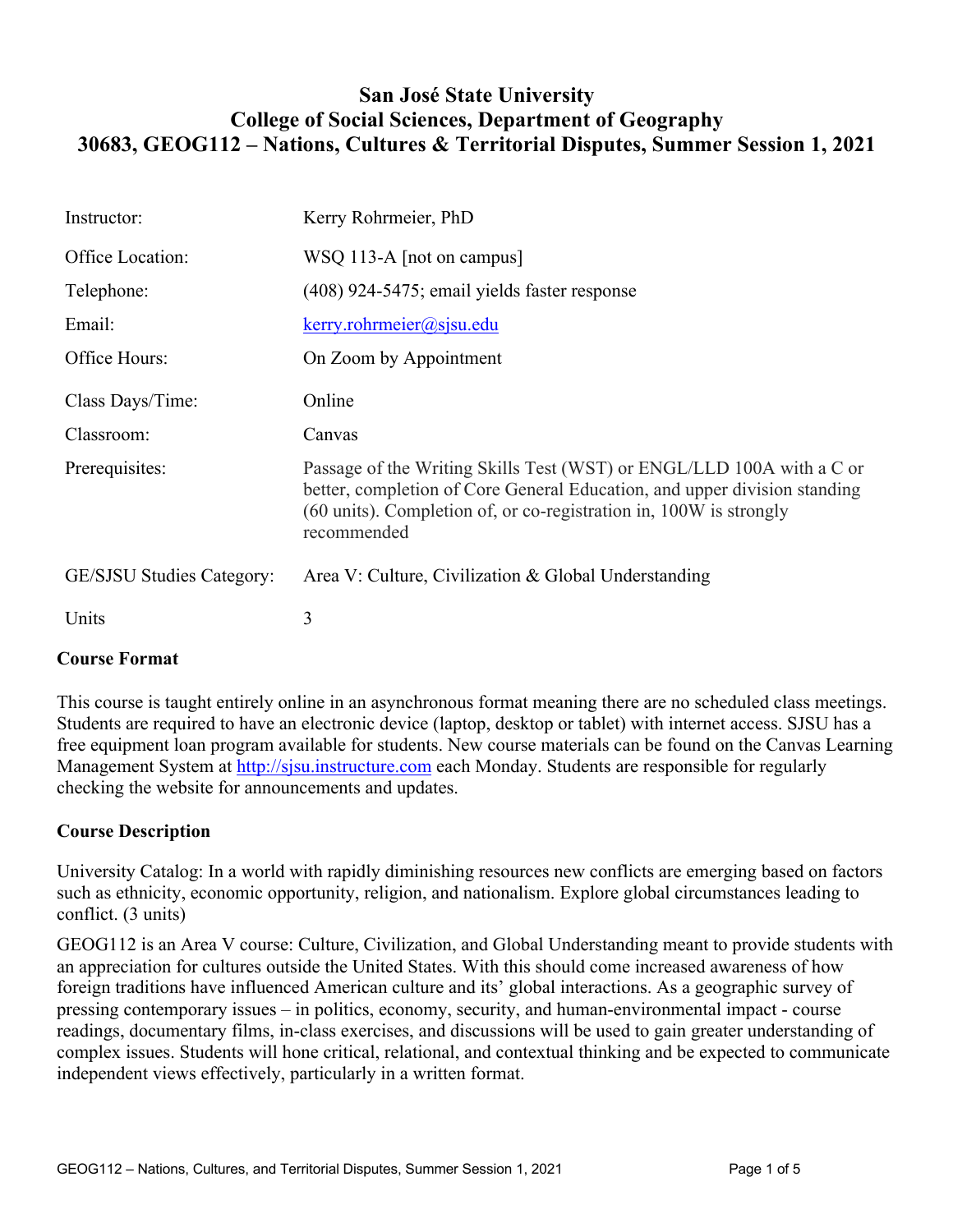# San José State University
## College of Social Sciences, Department of Geography
## 30683, GEOG112 – Nations, Cultures & Territorial Disputes, Summer Session 1, 2021

| | |
|---|---|
| Instructor: | Kerry Rohrmeier, PhD |
| Office Location: | WSQ 113-A [not on campus] |
| Telephone: | (408) 924-5475; email yields faster response |
| Email: | kerry.rohrmeier@sjsu.edu |
| Office Hours: | On Zoom by Appointment |
| Class Days/Time: | Online |
| Classroom: | Canvas |
| Prerequisites: | Passage of the Writing Skills Test (WST) or ENGL/LLD 100A with a C or better, completion of Core General Education, and upper division standing (60 units). Completion of, or co-registration in, 100W is strongly recommended |
| GE/SJSU Studies Category: | Area V: Culture, Civilization & Global Understanding |
| Units | 3 |

### Course Format

This course is taught entirely online in an asynchronous format meaning there are no scheduled class meetings. Students are required to have an electronic device (laptop, desktop or tablet) with internet access. SJSU has a free equipment loan program available for students. New course materials can be found on the Canvas Learning Management System at http://sjsu.instructure.com each Monday. Students are responsible for regularly checking the website for announcements and updates.

### Course Description

University Catalog: In a world with rapidly diminishing resources new conflicts are emerging based on factors such as ethnicity, economic opportunity, religion, and nationalism. Explore global circumstances leading to conflict. (3 units)

GEOG112 is an Area V course: Culture, Civilization, and Global Understanding meant to provide students with an appreciation for cultures outside the United States. With this should come increased awareness of how foreign traditions have influenced American culture and its' global interactions. As a geographic survey of pressing contemporary issues – in politics, economy, security, and human-environmental impact - course readings, documentary films, in-class exercises, and discussions will be used to gain greater understanding of complex issues. Students will hone critical, relational, and contextual thinking and be expected to communicate independent views effectively, particularly in a written format.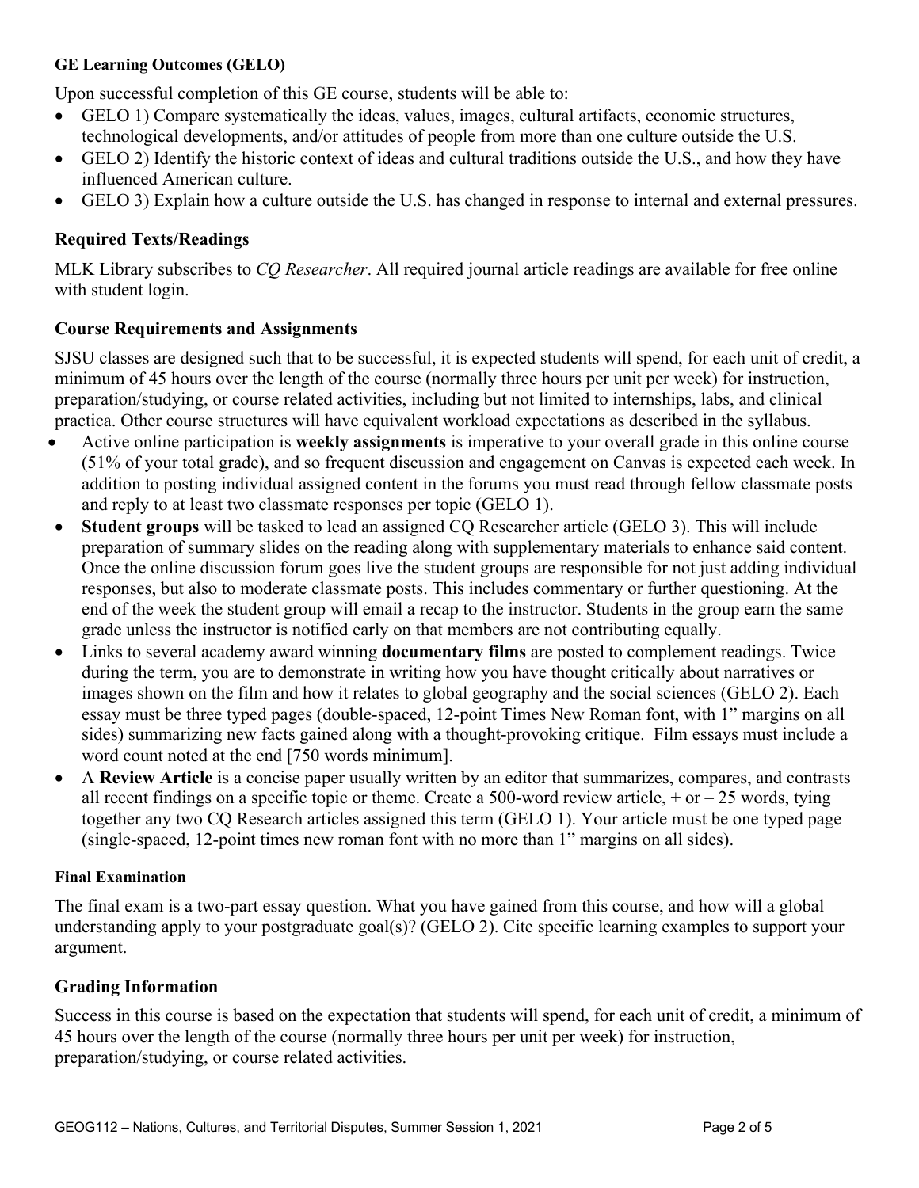#### GE Learning Outcomes (GELO)

Upon successful completion of this GE course, students will be able to:

- GELO 1) Compare systematically the ideas, values, images, cultural artifacts, economic structures, technological developments, and/or attitudes of people from more than one culture outside the U.S.
- GELO 2) Identify the historic context of ideas and cultural traditions outside the U.S., and how they have influenced American culture.
- GELO 3) Explain how a culture outside the U.S. has changed in response to internal and external pressures.

### Required Texts/Readings

MLK Library subscribes to *CQ Researcher*. All required journal article readings are available for free online with student login.

### Course Requirements and Assignments

SJSU classes are designed such that to be successful, it is expected students will spend, for each unit of credit, a minimum of 45 hours over the length of the course (normally three hours per unit per week) for instruction, preparation/studying, or course related activities, including but not limited to internships, labs, and clinical practica. Other course structures will have equivalent workload expectations as described in the syllabus.

- Active online participation is **weekly assignments** is imperative to your overall grade in this online course (51% of your total grade), and so frequent discussion and engagement on Canvas is expected each week. In addition to posting individual assigned content in the forums you must read through fellow classmate posts and reply to at least two classmate responses per topic (GELO 1).
- **Student groups** will be tasked to lead an assigned CQ Researcher article (GELO 3). This will include preparation of summary slides on the reading along with supplementary materials to enhance said content. Once the online discussion forum goes live the student groups are responsible for not just adding individual responses, but also to moderate classmate posts. This includes commentary or further questioning. At the end of the week the student group will email a recap to the instructor. Students in the group earn the same grade unless the instructor is notified early on that members are not contributing equally.
- Links to several academy award winning **documentary films** are posted to complement readings. Twice during the term, you are to demonstrate in writing how you have thought critically about narratives or images shown on the film and how it relates to global geography and the social sciences (GELO 2). Each essay must be three typed pages (double-spaced, 12-point Times New Roman font, with 1" margins on all sides) summarizing new facts gained along with a thought-provoking critique. Film essays must include a word count noted at the end [750 words minimum].
- A **Review Article** is a concise paper usually written by an editor that summarizes, compares, and contrasts all recent findings on a specific topic or theme. Create a 500-word review article, + or – 25 words, tying together any two CQ Research articles assigned this term (GELO 1). Your article must be one typed page (single-spaced, 12-point times new roman font with no more than 1" margins on all sides).

#### Final Examination

The final exam is a two-part essay question. What you have gained from this course, and how will a global understanding apply to your postgraduate goal(s)? (GELO 2). Cite specific learning examples to support your argument.

### Grading Information

Success in this course is based on the expectation that students will spend, for each unit of credit, a minimum of 45 hours over the length of the course (normally three hours per unit per week) for instruction, preparation/studying, or course related activities.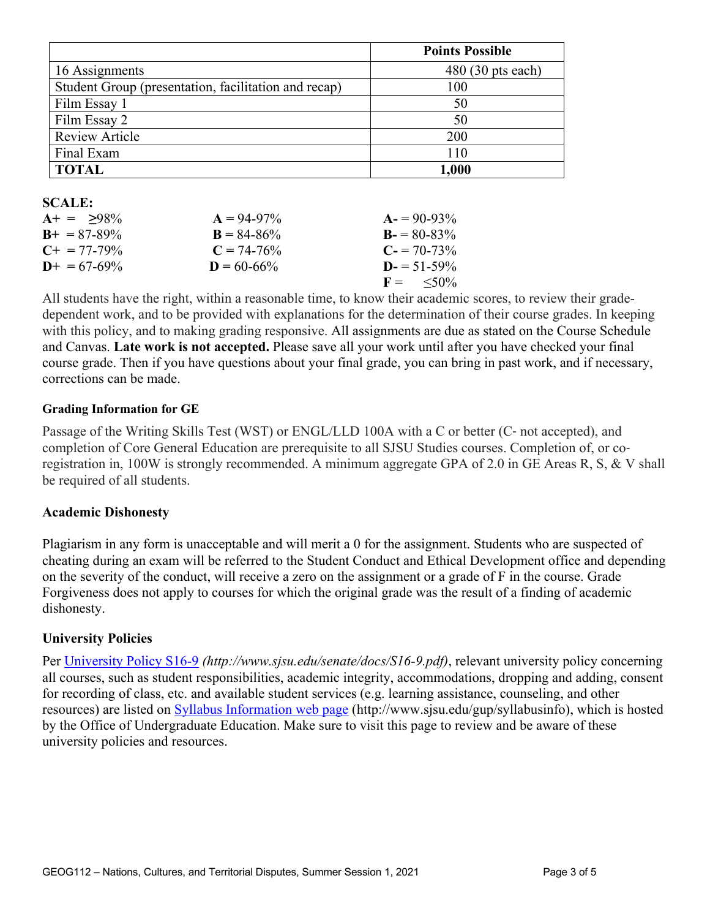| | Points Possible |
|---|---|
| 16 Assignments | 480 (30 pts each) |
| Student Group (presentation, facilitation and recap) | 100 |
| Film Essay 1 | 50 |
| Film Essay 2 | 50 |
| Review Article | 200 |
| Final Exam | 110 |
| **TOTAL** | **1,000** |

**SCALE:**

| | | |
|---|---|---|
| **A+** = ≥98% | **A** = 94-97% | **A-** = 90-93% |
| **B+** = 87-89% | **B** = 84-86% | **B-** = 80-83% |
| **C+** = 77-79% | **C** = 74-76% | **C-** = 70-73% |
| **D+** = 67-69% | **D** = 60-66% | **D-** = 51-59% |
| | | **F** = ≤50% |

All students have the right, within a reasonable time, to know their academic scores, to review their grade-dependent work, and to be provided with explanations for the determination of their course grades. In keeping with this policy, and to making grading responsive. All assignments are due as stated on the Course Schedule and Canvas. **Late work is not accepted.** Please save all your work until after you have checked your final course grade. Then if you have questions about your final grade, you can bring in past work, and if necessary, corrections can be made.

#### Grading Information for GE

Passage of the Writing Skills Test (WST) or ENGL/LLD 100A with a C or better (C‐ not accepted), and completion of Core General Education are prerequisite to all SJSU Studies courses. Completion of, or co-registration in, 100W is strongly recommended. A minimum aggregate GPA of 2.0 in GE Areas R, S, & V shall be required of all students.

### Academic Dishonesty

Plagiarism in any form is unacceptable and will merit a 0 for the assignment. Students who are suspected of cheating during an exam will be referred to the Student Conduct and Ethical Development office and depending on the severity of the conduct, will receive a zero on the assignment or a grade of F in the course. Grade Forgiveness does not apply to courses for which the original grade was the result of a finding of academic dishonesty.

### University Policies

Per University Policy S16-9 *(http://www.sjsu.edu/senate/docs/S16-9.pdf)*, relevant university policy concerning all courses, such as student responsibilities, academic integrity, accommodations, dropping and adding, consent for recording of class, etc. and available student services (e.g. learning assistance, counseling, and other resources) are listed on Syllabus Information web page (http://www.sjsu.edu/gup/syllabusinfo), which is hosted by the Office of Undergraduate Education. Make sure to visit this page to review and be aware of these university policies and resources.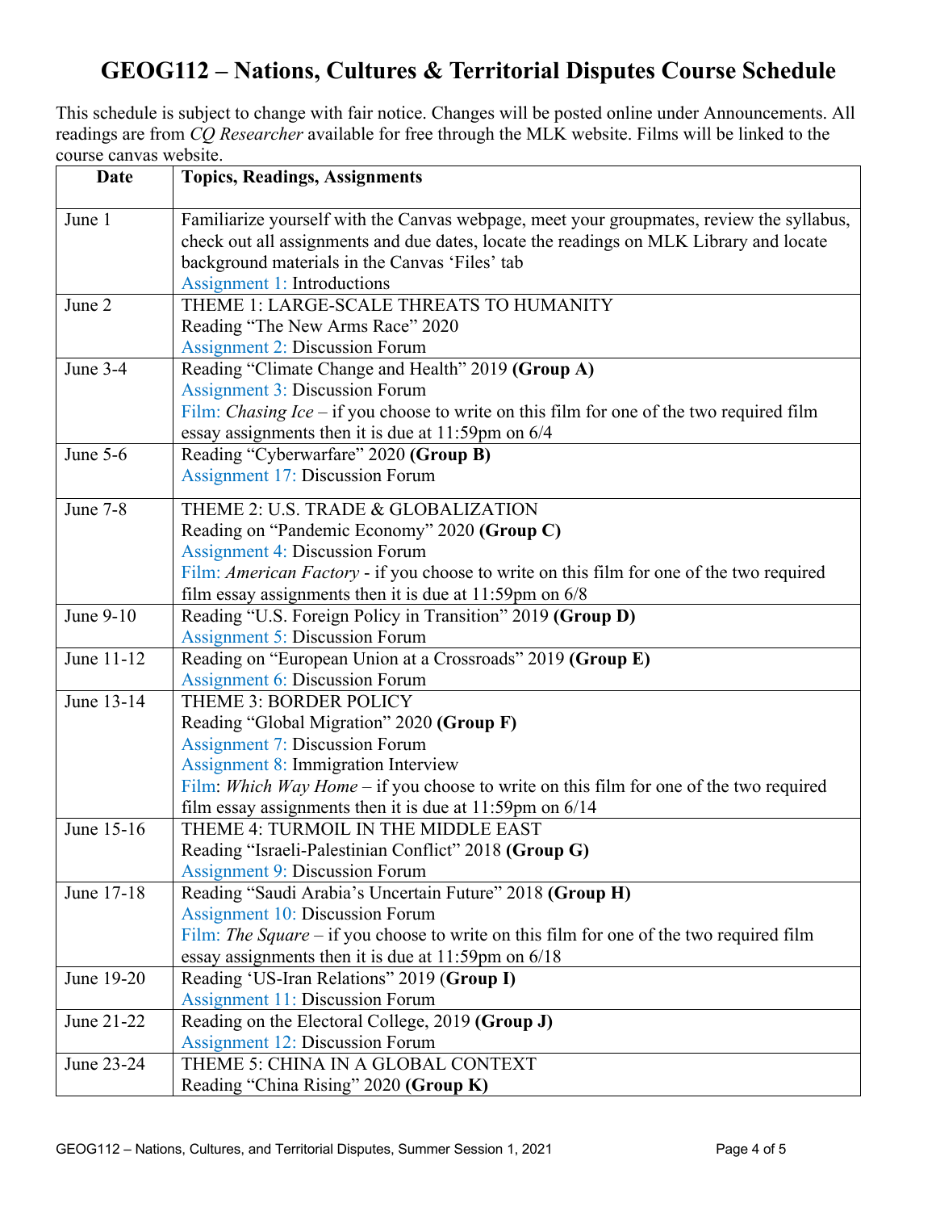# GEOG112 – Nations, Cultures & Territorial Disputes Course Schedule

This schedule is subject to change with fair notice. Changes will be posted online under Announcements. All readings are from *CQ Researcher* available for free through the MLK website. Films will be linked to the course canvas website.

| Date | Topics, Readings, Assignments |
|---|---|
| June 1 | Familiarize yourself with the Canvas webpage, meet your groupmates, review the syllabus, check out all assignments and due dates, locate the readings on MLK Library and locate background materials in the Canvas 'Files' tab<br>Assignment 1: Introductions |
| June 2 | THEME 1: LARGE-SCALE THREATS TO HUMANITY<br>Reading "The New Arms Race" 2020<br>Assignment 2: Discussion Forum |
| June 3-4 | Reading "Climate Change and Health" 2019 **(Group A)**<br>Assignment 3: Discussion Forum<br>Film: *Chasing Ice* – if you choose to write on this film for one of the two required film essay assignments then it is due at 11:59pm on 6/4 |
| June 5-6 | Reading "Cyberwarfare" 2020 **(Group B)**<br>Assignment 17: Discussion Forum |
| June 7-8 | THEME 2: U.S. TRADE & GLOBALIZATION<br>Reading on "Pandemic Economy" 2020 **(Group C)**<br>Assignment 4: Discussion Forum<br>Film: *American Factory* - if you choose to write on this film for one of the two required film essay assignments then it is due at 11:59pm on 6/8 |
| June 9-10 | Reading "U.S. Foreign Policy in Transition" 2019 **(Group D)**<br>Assignment 5: Discussion Forum |
| June 11-12 | Reading on "European Union at a Crossroads" 2019 **(Group E)**<br>Assignment 6: Discussion Forum |
| June 13-14 | THEME 3: BORDER POLICY<br>Reading "Global Migration" 2020 **(Group F)**<br>Assignment 7: Discussion Forum<br>Assignment 8: Immigration Interview<br>Film: *Which Way Home* – if you choose to write on this film for one of the two required film essay assignments then it is due at 11:59pm on 6/14 |
| June 15-16 | THEME 4: TURMOIL IN THE MIDDLE EAST<br>Reading "Israeli-Palestinian Conflict" 2018 **(Group G)**<br>Assignment 9: Discussion Forum |
| June 17-18 | Reading "Saudi Arabia's Uncertain Future" 2018 **(Group H)**<br>Assignment 10: Discussion Forum<br>Film: *The Square* – if you choose to write on this film for one of the two required film essay assignments then it is due at 11:59pm on 6/18 |
| June 19-20 | Reading 'US-Iran Relations" 2019 (**Group I)**<br>Assignment 11: Discussion Forum |
| June 21-22 | Reading on the Electoral College, 2019 **(Group J)**<br>Assignment 12: Discussion Forum |
| June 23-24 | THEME 5: CHINA IN A GLOBAL CONTEXT<br>Reading "China Rising" 2020 **(Group K)** |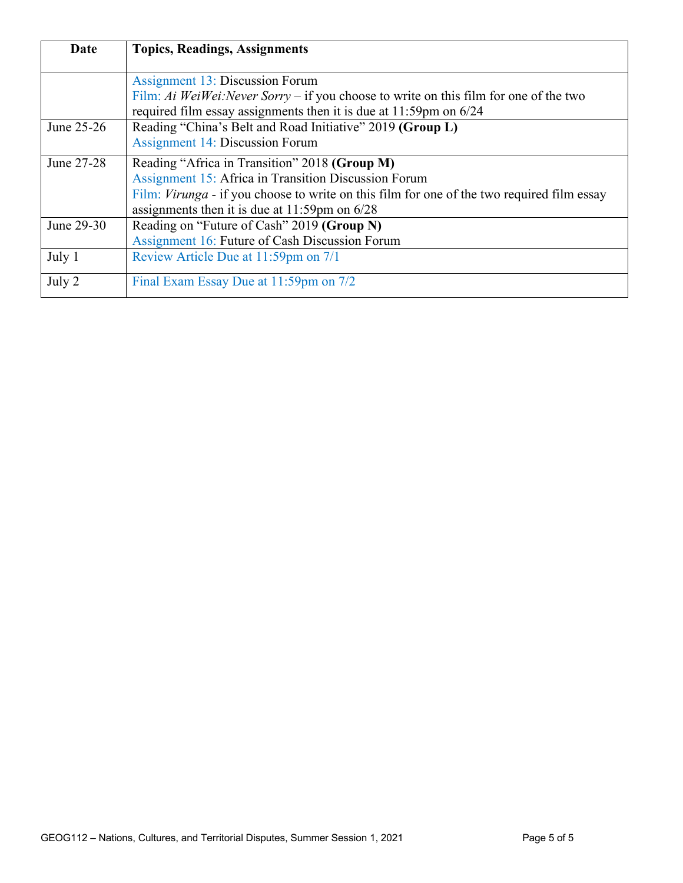| Date | Topics, Readings, Assignments |
| --- | --- |
| | Assignment 13: Discussion Forum<br>Film: *Ai WeiWei:Never Sorry* – if you choose to write on this film for one of the two required film essay assignments then it is due at 11:59pm on 6/24 |
| June 25-26 | Reading "China's Belt and Road Initiative" 2019 **(Group L)**<br>Assignment 14: Discussion Forum |
| June 27-28 | Reading "Africa in Transition" 2018 **(Group M)**<br>Assignment 15: Africa in Transition Discussion Forum<br>Film: *Virunga* - if you choose to write on this film for one of the two required film essay assignments then it is due at 11:59pm on 6/28 |
| June 29-30 | Reading on "Future of Cash" 2019 **(Group N)**<br>Assignment 16: Future of Cash Discussion Forum |
| July 1 | Review Article Due at 11:59pm on 7/1 |
| July 2 | Final Exam Essay Due at 11:59pm on 7/2 |